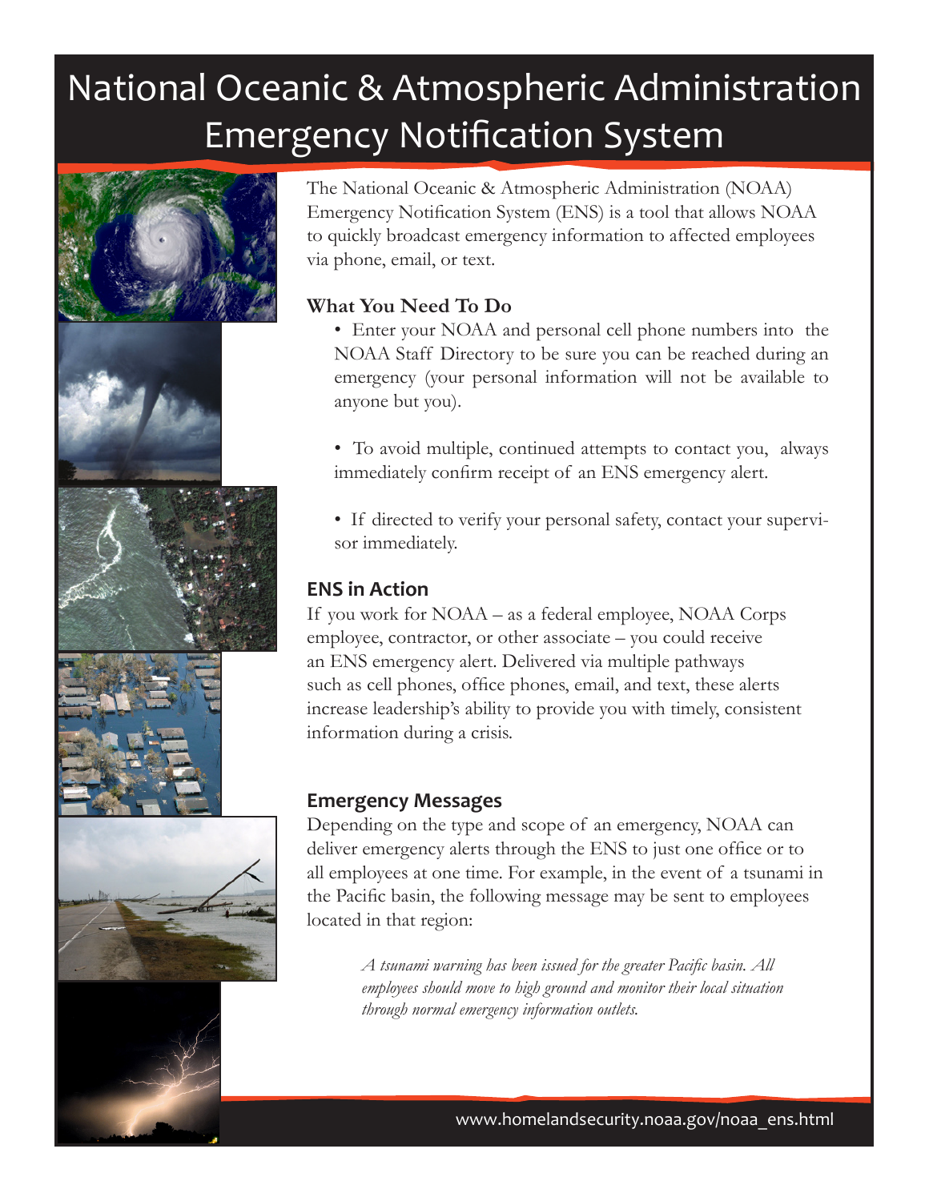# National Oceanic & Atmospheric Administration Emergency Notification System

The National Oceanic & Atmospheric Administration (NOAA) Emergency Notification System (ENS) is a tool that allows NOAA to quickly broadcast emergency information to affected employees via phone, email, or text.

## What You Need To Do

- Enter your NOAA and personal cell phone numbers into the NOAA Staff Directory to be sure you can be reached during an emergency (your personal information will not be available to anyone but you).
- To avoid multiple, continued attempts to contact you, always immediately confirm receipt of an ENS emergency alert.
- If directed to verify your personal safety, contact your supervisor immediately.

## ENS in Action

If you work for NOAA – as a federal employee, NOAA Corps employee, contractor, or other associate – you could receive an ENS emergency alert. Delivered via multiple pathways such as cell phones, office phones, email, and text, these alerts increase leadership's ability to provide you with timely, consistent information during a crisis.

## Emergency Messages

Depending on the type and scope of an emergency, NOAA can deliver emergency alerts through the ENS to just one office or to all employees at one time. For example, in the event of a tsunami in the Pacific basin, the following message may be sent to employees located in that region:

> *A tsunami warning has been issued for the greater Pacific basin. All employees should move to high ground and monitor their local situation through normal emergency information outlets.*

www.homelandsecurity.noaa.gov/noaa_ens.html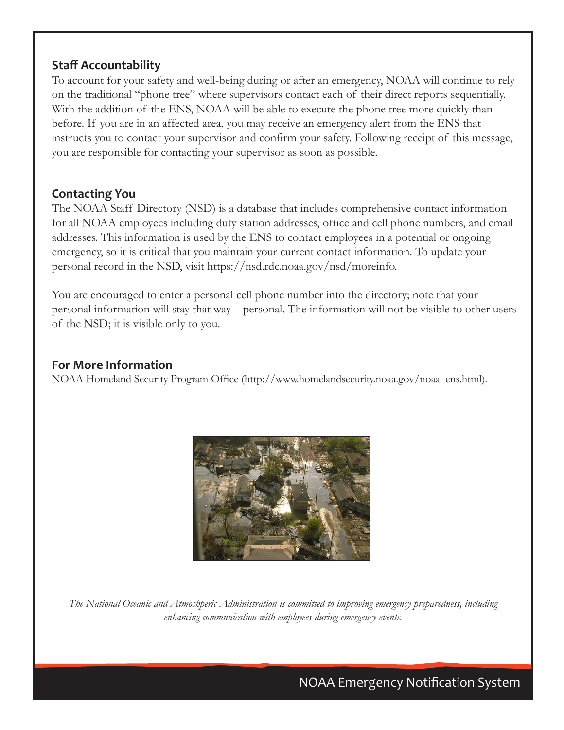## Staff Accountability

To account for your safety and well-being during or after an emergency, NOAA will continue to rely on the traditional "phone tree" where supervisors contact each of their direct reports sequentially. With the addition of the ENS, NOAA will be able to execute the phone tree more quickly than before. If you are in an affected area, you may receive an emergency alert from the ENS that instructs you to contact your supervisor and confirm your safety. Following receipt of this message, you are responsible for contacting your supervisor as soon as possible.

## Contacting You

The NOAA Staff Directory (NSD) is a database that includes comprehensive contact information for all NOAA employees including duty station addresses, office and cell phone numbers, and email addresses. This information is used by the ENS to contact employees in a potential or ongoing emergency, so it is critical that you maintain your current contact information. To update your personal record in the NSD, visit https://nsd.rdc.noaa.gov/nsd/moreinfo.

You are encouraged to enter a personal cell phone number into the directory; note that your personal information will stay that way – personal. The information will not be visible to other users of the NSD; it is visible only to you.

## For More Information

NOAA Homeland Security Program Office (http://www.homelandsecurity.noaa.gov/noaa_ens.html).

*The National Oceanic and Atmosphperic Administration is committed to improving emergency preparedness, including enhancing communication with employees during emergency events.*